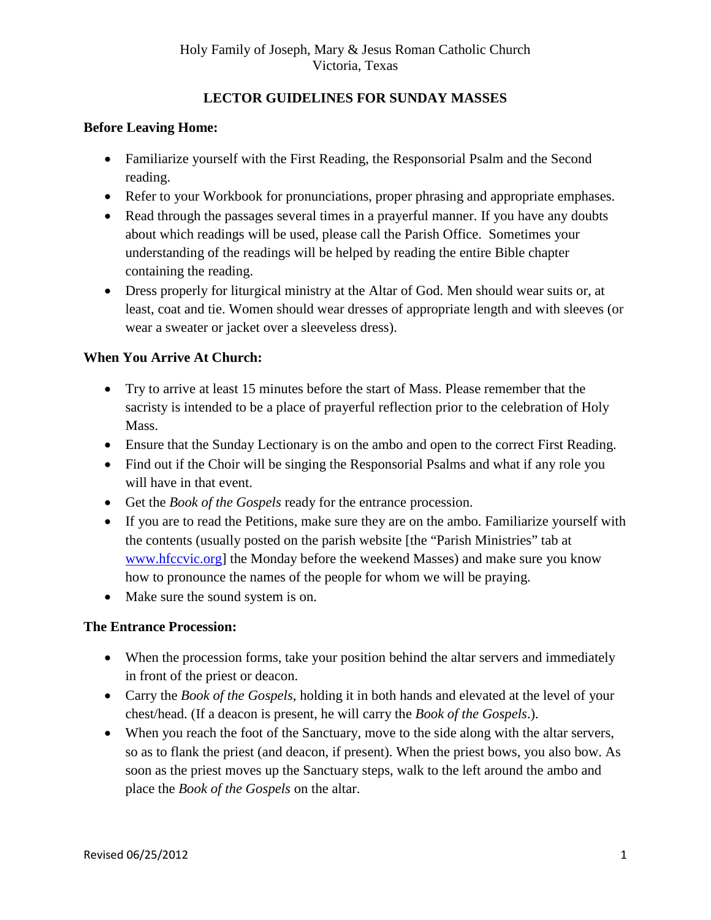Holy Family of Joseph, Mary & Jesus Roman Catholic Church
Victoria, Texas

# LECTOR GUIDELINES FOR SUNDAY MASSES

**Before Leaving Home:**

- Familiarize yourself with the First Reading, the Responsorial Psalm and the Second reading.
- Refer to your Workbook for pronunciations, proper phrasing and appropriate emphases.
- Read through the passages several times in a prayerful manner. If you have any doubts about which readings will be used, please call the Parish Office. Sometimes your understanding of the readings will be helped by reading the entire Bible chapter containing the reading.
- Dress properly for liturgical ministry at the Altar of God. Men should wear suits or, at least, coat and tie. Women should wear dresses of appropriate length and with sleeves (or wear a sweater or jacket over a sleeveless dress).

**When You Arrive At Church:**

- Try to arrive at least 15 minutes before the start of Mass. Please remember that the sacristy is intended to be a place of prayerful reflection prior to the celebration of Holy Mass.
- Ensure that the Sunday Lectionary is on the ambo and open to the correct First Reading.
- Find out if the Choir will be singing the Responsorial Psalms and what if any role you will have in that event.
- Get the *Book of the Gospels* ready for the entrance procession.
- If you are to read the Petitions, make sure they are on the ambo. Familiarize yourself with the contents (usually posted on the parish website [the "Parish Ministries" tab at www.hfccvic.org] the Monday before the weekend Masses) and make sure you know how to pronounce the names of the people for whom we will be praying.
- Make sure the sound system is on.

**The Entrance Procession:**

- When the procession forms, take your position behind the altar servers and immediately in front of the priest or deacon.
- Carry the *Book of the Gospels*, holding it in both hands and elevated at the level of your chest/head. (If a deacon is present, he will carry the *Book of the Gospels*.).
- When you reach the foot of the Sanctuary, move to the side along with the altar servers, so as to flank the priest (and deacon, if present). When the priest bows, you also bow. As soon as the priest moves up the Sanctuary steps, walk to the left around the ambo and place the *Book of the Gospels* on the altar.

Revised 06/25/2012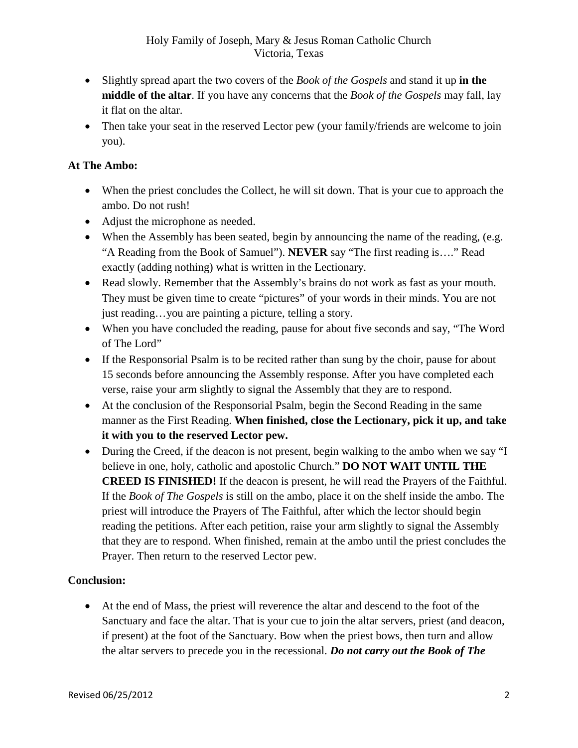- Slightly spread apart the two covers of the *Book of the Gospels* and stand it up **in the middle of the altar**. If you have any concerns that the *Book of the Gospels* may fall, lay it flat on the altar.
- Then take your seat in the reserved Lector pew (your family/friends are welcome to join you).

**At The Ambo:**

- When the priest concludes the Collect, he will sit down. That is your cue to approach the ambo. Do not rush!
- Adjust the microphone as needed.
- When the Assembly has been seated, begin by announcing the name of the reading, (e.g. "A Reading from the Book of Samuel"). **NEVER** say "The first reading is…." Read exactly (adding nothing) what is written in the Lectionary.
- Read slowly. Remember that the Assembly's brains do not work as fast as your mouth. They must be given time to create "pictures" of your words in their minds. You are not just reading…you are painting a picture, telling a story.
- When you have concluded the reading, pause for about five seconds and say, "The Word of The Lord"
- If the Responsorial Psalm is to be recited rather than sung by the choir, pause for about 15 seconds before announcing the Assembly response. After you have completed each verse, raise your arm slightly to signal the Assembly that they are to respond.
- At the conclusion of the Responsorial Psalm, begin the Second Reading in the same manner as the First Reading. **When finished, close the Lectionary, pick it up, and take it with you to the reserved Lector pew.**
- During the Creed, if the deacon is not present, begin walking to the ambo when we say "I believe in one, holy, catholic and apostolic Church." **DO NOT WAIT UNTIL THE CREED IS FINISHED!** If the deacon is present, he will read the Prayers of the Faithful. If the *Book of The Gospels* is still on the ambo, place it on the shelf inside the ambo. The priest will introduce the Prayers of The Faithful, after which the lector should begin reading the petitions. After each petition, raise your arm slightly to signal the Assembly that they are to respond. When finished, remain at the ambo until the priest concludes the Prayer. Then return to the reserved Lector pew.

**Conclusion:**

- At the end of Mass, the priest will reverence the altar and descend to the foot of the Sanctuary and face the altar. That is your cue to join the altar servers, priest (and deacon, if present) at the foot of the Sanctuary. Bow when the priest bows, then turn and allow the altar servers to precede you in the recessional. ***Do not carry out the Book of The***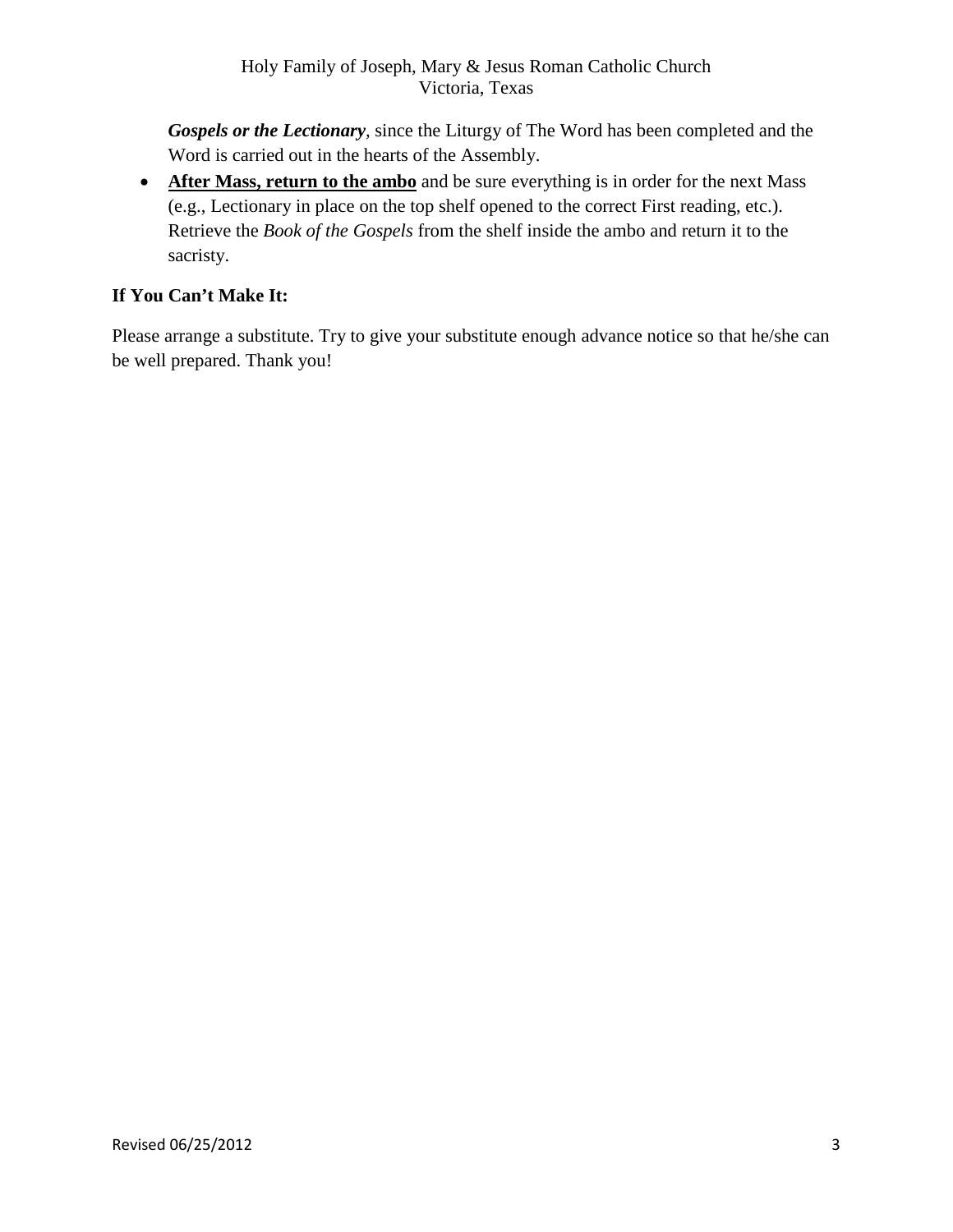*Gospels or the Lectionary*, since the Liturgy of The Word has been completed and the Word is carried out in the hearts of the Assembly.

- **After Mass, return to the ambo** and be sure everything is in order for the next Mass (e.g., Lectionary in place on the top shelf opened to the correct First reading, etc.). Retrieve the *Book of the Gospels* from the shelf inside the ambo and return it to the sacristy.

**If You Can't Make It:**

Please arrange a substitute. Try to give your substitute enough advance notice so that he/she can be well prepared. Thank you!